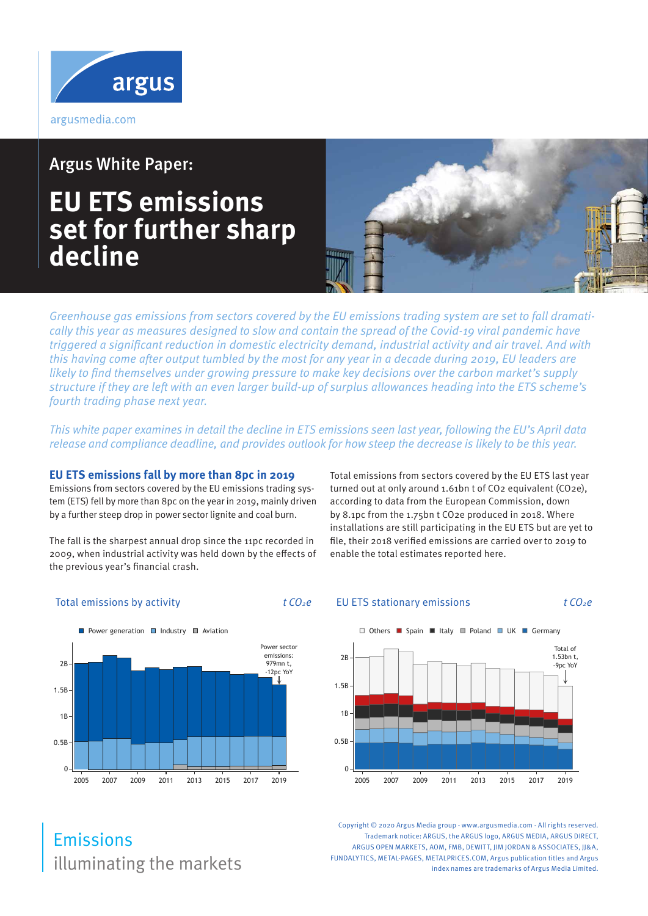argusmedia.com

Argus White Paper:

# EU ETS emissions set for further sharp decline

*Greenhouse gas emissions from sectors covered by the EU emissions trading system are set to fall dramatically this year as measures designed to slow and contain the spread of the Covid-19 viral pandemic have triggered a significant reduction in domestic electricity demand, industrial activity and air travel. And with this having come after output tumbled by the most for any year in a decade during 2019, EU leaders are likely to find themselves under growing pressure to make key decisions over the carbon market's supply structure if they are left with an even larger build-up of surplus allowances heading into the ETS scheme's fourth trading phase next year.*

*This white paper examines in detail the decline in ETS emissions seen last year, following the EU's April data release and compliance deadline, and provides outlook for how steep the decrease is likely to be this year.*

## EU ETS emissions fall by more than 8pc in 2019

Emissions from sectors covered by the EU emissions trading system (ETS) fell by more than 8pc on the year in 2019, mainly driven by a further steep drop in power sector lignite and coal burn.

The fall is the sharpest annual drop since the 11pc recorded in 2009, when industrial activity was held down by the effects of the previous year's financial crash.

Total emissions from sectors covered by the EU ETS last year turned out at only around 1.61bn t of $CO_2$ equivalent ($CO_2e$), according to data from the European Commission, down by 8.1pc from the 1.75bn t $CO_2e$ produced in 2018. Where installations are still participating in the EU ETS but are yet to file, their 2018 verified emissions are carried over to 2019 to enable the total estimates reported here.

Total emissions by activity — t $CO_2e$

Legend: Power generation, Industry, Aviation. Annotation: Power sector emissions: 979mn t, -12pc YoY

EU ETS stationary emissions — t $CO_2e$

Legend: Others, Spain, Italy, Poland, UK, Germany. Annotation: Total of 1.53bn t, -9pc YoY

# Emissions
illuminating the markets

Copyright © 2020 Argus Media group - www.argusmedia.com - All rights reserved.
Trademark notice: ARGUS, the ARGUS logo, ARGUS MEDIA, ARGUS DIRECT, ARGUS OPEN MARKETS, AOM, FMB, DEWITT, JIM JORDAN & ASSOCIATES, JJ&A, FUNDALYTICS, METAL-PAGES, METALPRICES.COM, Argus publication titles and Argus index names are trademarks of Argus Media Limited.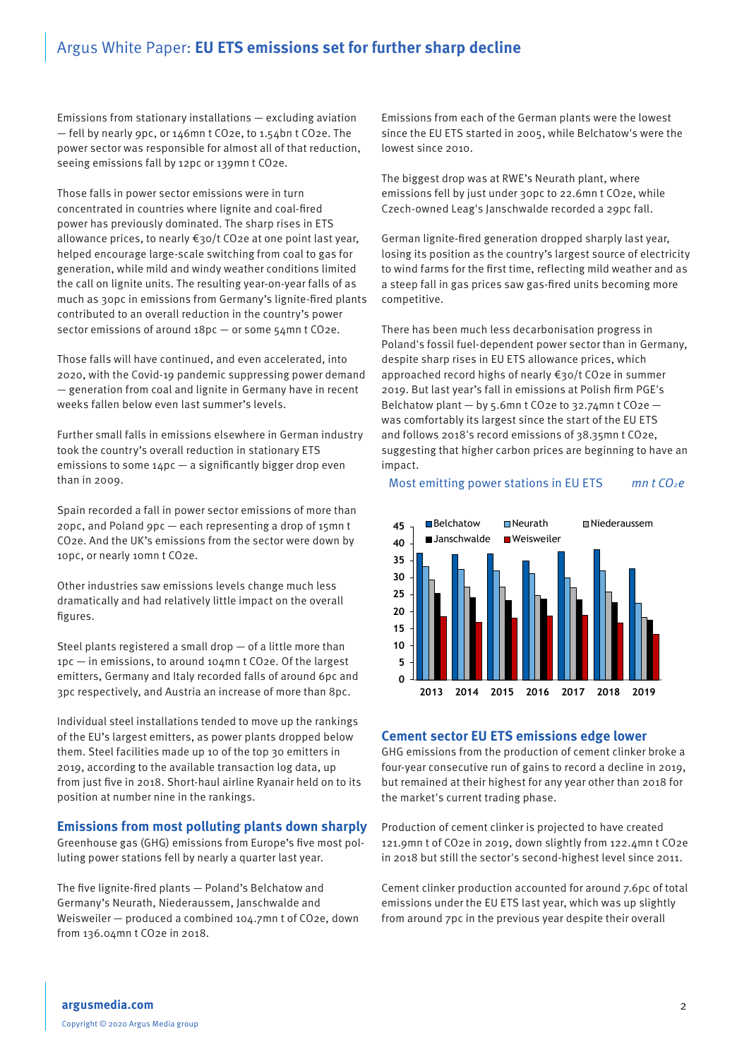Emissions from stationary installations — excluding aviation — fell by nearly 9pc, or 146mn t CO2e, to 1.54bn t CO2e. The power sector was responsible for almost all of that reduction, seeing emissions fall by 12pc or 139mn t CO2e.

Those falls in power sector emissions were in turn concentrated in countries where lignite and coal-fired power has previously dominated. The sharp rises in ETS allowance prices, to nearly €30/t CO2e at one point last year, helped encourage large-scale switching from coal to gas for generation, while mild and windy weather conditions limited the call on lignite units. The resulting year-on-year falls of as much as 30pc in emissions from Germany's lignite-fired plants contributed to an overall reduction in the country's power sector emissions of around 18pc — or some 54mn t CO2e.

Those falls will have continued, and even accelerated, into 2020, with the Covid-19 pandemic suppressing power demand — generation from coal and lignite in Germany have in recent weeks fallen below even last summer's levels.

Further small falls in emissions elsewhere in German industry took the country's overall reduction in stationary ETS emissions to some 14pc — a significantly bigger drop even than in 2009.

Spain recorded a fall in power sector emissions of more than 20pc, and Poland 9pc — each representing a drop of 15mn t CO2e. And the UK's emissions from the sector were down by 10pc, or nearly 10mn t CO2e.

Other industries saw emissions levels change much less dramatically and had relatively little impact on the overall figures.

Steel plants registered a small drop — of a little more than 1pc — in emissions, to around 104mn t CO2e. Of the largest emitters, Germany and Italy recorded falls of around 6pc and 3pc respectively, and Austria an increase of more than 8pc.

Individual steel installations tended to move up the rankings of the EU's largest emitters, as power plants dropped below them. Steel facilities made up 10 of the top 30 emitters in 2019, according to the available transaction log data, up from just five in 2018. Short-haul airline Ryanair held on to its position at number nine in the rankings.

## Emissions from most polluting plants down sharply

Greenhouse gas (GHG) emissions from Europe's five most polluting power stations fell by nearly a quarter last year.

The five lignite-fired plants — Poland's Belchatow and Germany's Neurath, Niederaussem, Janschwalde and Weisweiler — produced a combined 104.7mn t of CO2e, down from 136.04mn t CO2e in 2018.

Emissions from each of the German plants were the lowest since the EU ETS started in 2005, while Belchatow's were the lowest since 2010.

The biggest drop was at RWE's Neurath plant, where emissions fell by just under 30pc to 22.6mn t CO2e, while Czech-owned Leag's Janschwalde recorded a 29pc fall.

German lignite-fired generation dropped sharply last year, losing its position as the country's largest source of electricity to wind farms for the first time, reflecting mild weather and as a steep fall in gas prices saw gas-fired units becoming more competitive.

There has been much less decarbonisation progress in Poland's fossil fuel-dependent power sector than in Germany, despite sharp rises in EU ETS allowance prices, which approached record highs of nearly €30/t CO2e in summer 2019. But last year's fall in emissions at Polish firm PGE's Belchatow plant — by 5.6mn t CO2e to 32.74mn t CO2e — was comfortably its largest since the start of the EU ETS and follows 2018's record emissions of 38.35mn t CO2e, suggesting that higher carbon prices are beginning to have an impact.

Most emitting power stations in EU ETS *mn t $CO_2e$*

## Cement sector EU ETS emissions edge lower

GHG emissions from the production of cement clinker broke a four-year consecutive run of gains to record a decline in 2019, but remained at their highest for any year other than 2018 for the market's current trading phase.

Production of cement clinker is projected to have created 121.9mn t of CO2e in 2019, down slightly from 122.4mn t CO2e in 2018 but still the sector's second-highest level since 2011.

Cement clinker production accounted for around 7.6pc of total emissions under the EU ETS last year, which was up slightly from around 7pc in the previous year despite their overall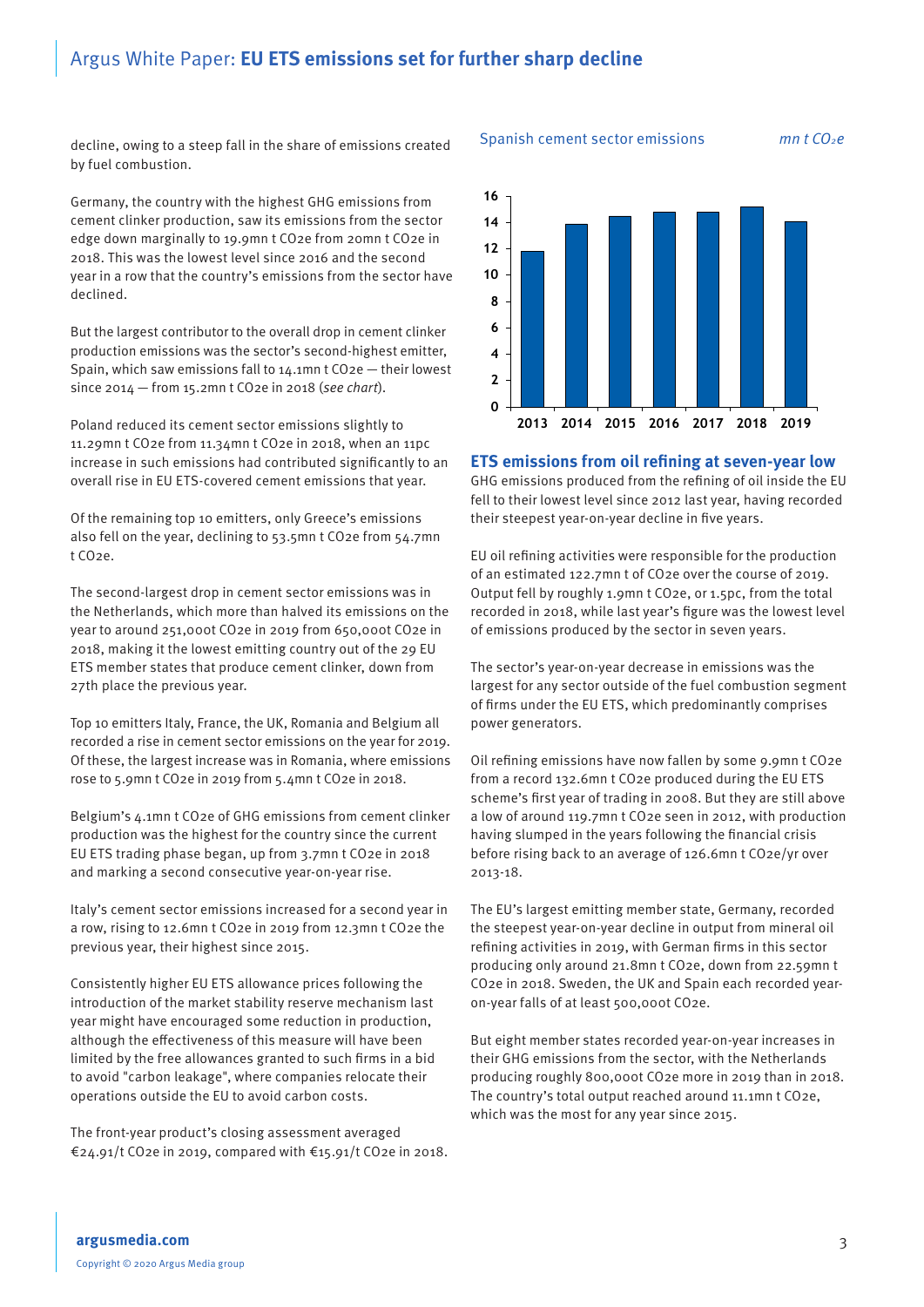decline, owing to a steep fall in the share of emissions created by fuel combustion.

Germany, the country with the highest GHG emissions from cement clinker production, saw its emissions from the sector edge down marginally to 19.9mn t CO2e from 20mn t CO2e in 2018. This was the lowest level since 2016 and the second year in a row that the country's emissions from the sector have declined.

But the largest contributor to the overall drop in cement clinker production emissions was the sector's second-highest emitter, Spain, which saw emissions fall to 14.1mn t CO2e — their lowest since 2014 — from 15.2mn t CO2e in 2018 (*see chart*).

Poland reduced its cement sector emissions slightly to 11.29mn t CO2e from 11.34mn t CO2e in 2018, when an 11pc increase in such emissions had contributed significantly to an overall rise in EU ETS-covered cement emissions that year.

Of the remaining top 10 emitters, only Greece's emissions also fell on the year, declining to 53.5mn t CO2e from 54.7mn t CO2e.

The second-largest drop in cement sector emissions was in the Netherlands, which more than halved its emissions on the year to around 251,000t CO2e in 2019 from 650,000t CO2e in 2018, making it the lowest emitting country out of the 29 EU ETS member states that produce cement clinker, down from 27th place the previous year.

Top 10 emitters Italy, France, the UK, Romania and Belgium all recorded a rise in cement sector emissions on the year for 2019. Of these, the largest increase was in Romania, where emissions rose to 5.9mn t CO2e in 2019 from 5.4mn t CO2e in 2018.

Belgium's 4.1mn t CO2e of GHG emissions from cement clinker production was the highest for the country since the current EU ETS trading phase began, up from 3.7mn t CO2e in 2018 and marking a second consecutive year-on-year rise.

Italy's cement sector emissions increased for a second year in a row, rising to 12.6mn t CO2e in 2019 from 12.3mn t CO2e the previous year, their highest since 2015.

Consistently higher EU ETS allowance prices following the introduction of the market stability reserve mechanism last year might have encouraged some reduction in production, although the effectiveness of this measure will have been limited by the free allowances granted to such firms in a bid to avoid "carbon leakage", where companies relocate their operations outside the EU to avoid carbon costs.

The front-year product's closing assessment averaged €24.91/t CO2e in 2019, compared with €15.91/t CO2e in 2018.

**Spanish cement sector emissions** *mn t $CO_2e$*

| Year | mn t $CO_2e$ |
|---|---|
| 2013 | ~11.8 |
| 2014 | ~13.9 |
| 2015 | ~14.4 |
| 2016 | ~14.8 |
| 2017 | ~14.8 |
| 2018 | 15.2 |
| 2019 | 14.1 |

## ETS emissions from oil refining at seven-year low

GHG emissions produced from the refining of oil inside the EU fell to their lowest level since 2012 last year, having recorded their steepest year-on-year decline in five years.

EU oil refining activities were responsible for the production of an estimated 122.7mn t of CO2e over the course of 2019. Output fell by roughly 1.9mn t CO2e, or 1.5pc, from the total recorded in 2018, while last year's figure was the lowest level of emissions produced by the sector in seven years.

The sector's year-on-year decrease in emissions was the largest for any sector outside of the fuel combustion segment of firms under the EU ETS, which predominantly comprises power generators.

Oil refining emissions have now fallen by some 9.9mn t CO2e from a record 132.6mn t CO2e produced during the EU ETS scheme's first year of trading in 2008. But they are still above a low of around 119.7mn t CO2e seen in 2012, with production having slumped in the years following the financial crisis before rising back to an average of 126.6mn t CO2e/yr over 2013-18.

The EU's largest emitting member state, Germany, recorded the steepest year-on-year decline in output from mineral oil refining activities in 2019, with German firms in this sector producing only around 21.8mn t CO2e, down from 22.59mn t CO2e in 2018. Sweden, the UK and Spain each recorded year-on-year falls of at least 500,000t CO2e.

But eight member states recorded year-on-year increases in their GHG emissions from the sector, with the Netherlands producing roughly 800,000t CO2e more in 2019 than in 2018. The country's total output reached around 11.1mn t CO2e, which was the most for any year since 2015.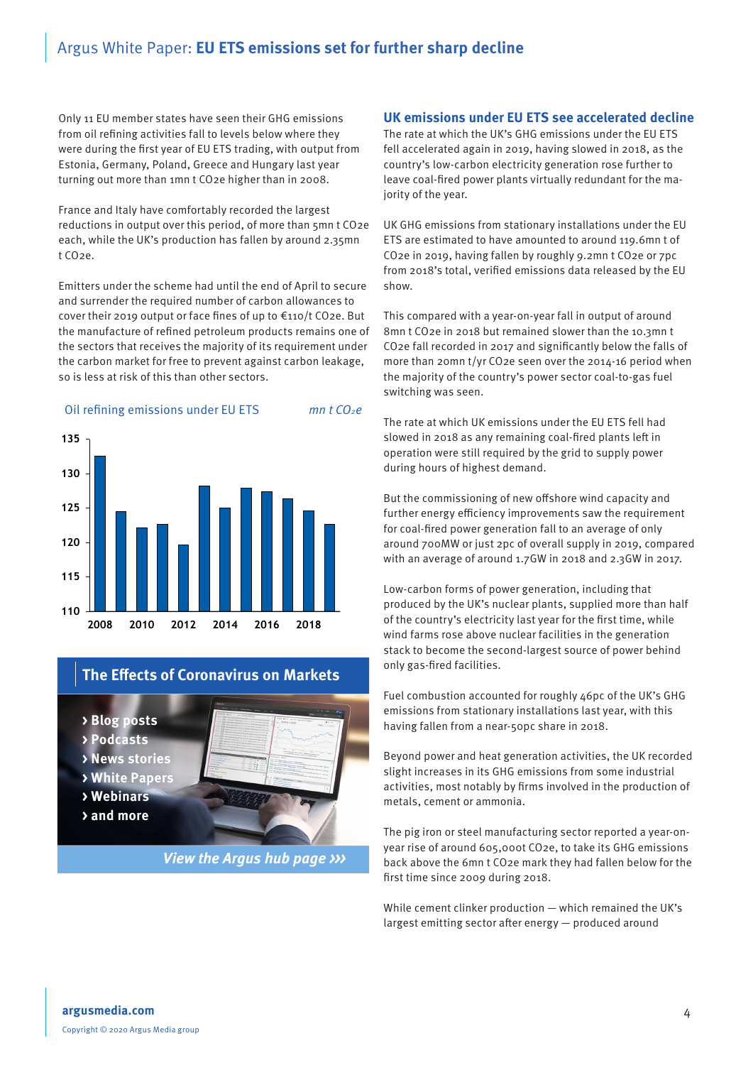Only 11 EU member states have seen their GHG emissions from oil refining activities fall to levels below where they were during the first year of EU ETS trading, with output from Estonia, Germany, Poland, Greece and Hungary last year turning out more than 1mn t CO2e higher than in 2008.

France and Italy have comfortably recorded the largest reductions in output over this period, of more than 5mn t CO2e each, while the UK's production has fallen by around 2.35mn t CO2e.

Emitters under the scheme had until the end of April to secure and surrender the required number of carbon allowances to cover their 2019 output or face fines of up to €110/t CO2e. But the manufacture of refined petroleum products remains one of the sectors that receives the majority of its requirement under the carbon market for free to prevent against carbon leakage, so is less at risk of this than other sectors.

**Oil refining emissions under EU ETS** *mn t $CO_2e$*

| Year | mn t $CO_2e$ (approx.) |
|---|---|
| 2008 | 132.5 |
| 2009 | 124.5 |
| 2010 | 122 |
| 2011 | 122.5 |
| 2012 | 119.5 |
| 2013 | 128 |
| 2014 | 125 |
| 2015 | 128 |
| 2016 | 127.5 |
| 2017 | 126.5 |
| 2018 | 124.5 |
| 2019 | 122.5 |

**The Effects of Coronavirus on Markets**

- › Blog posts
- › Podcasts
- › News stories
- › White Papers
- › Webinars
- › and more

*View the Argus hub page ›››*

## UK emissions under EU ETS see accelerated decline

The rate at which the UK's GHG emissions under the EU ETS fell accelerated again in 2019, having slowed in 2018, as the country's low-carbon electricity generation rose further to leave coal-fired power plants virtually redundant for the majority of the year.

UK GHG emissions from stationary installations under the EU ETS are estimated to have amounted to around 119.6mn t of CO2e in 2019, having fallen by roughly 9.2mn t CO2e or 7pc from 2018's total, verified emissions data released by the EU show.

This compared with a year-on-year fall in output of around 8mn t CO2e in 2018 but remained slower than the 10.3mn t CO2e fall recorded in 2017 and significantly below the falls of more than 20mn t/yr CO2e seen over the 2014-16 period when the majority of the country's power sector coal-to-gas fuel switching was seen.

The rate at which UK emissions under the EU ETS fell had slowed in 2018 as any remaining coal-fired plants left in operation were still required by the grid to supply power during hours of highest demand.

But the commissioning of new offshore wind capacity and further energy efficiency improvements saw the requirement for coal-fired power generation fall to an average of only around 700MW or just 2pc of overall supply in 2019, compared with an average of around 1.7GW in 2018 and 2.3GW in 2017.

Low-carbon forms of power generation, including that produced by the UK's nuclear plants, supplied more than half of the country's electricity last year for the first time, while wind farms rose above nuclear facilities in the generation stack to become the second-largest source of power behind only gas-fired facilities.

Fuel combustion accounted for roughly 46pc of the UK's GHG emissions from stationary installations last year, with this having fallen from a near-50pc share in 2018.

Beyond power and heat generation activities, the UK recorded slight increases in its GHG emissions from some industrial activities, most notably by firms involved in the production of metals, cement or ammonia.

The pig iron or steel manufacturing sector reported a year-on-year rise of around 605,000t CO2e, to take its GHG emissions back above the 6mn t CO2e mark they had fallen below for the first time since 2009 during 2018.

While cement clinker production — which remained the UK's largest emitting sector after energy — produced around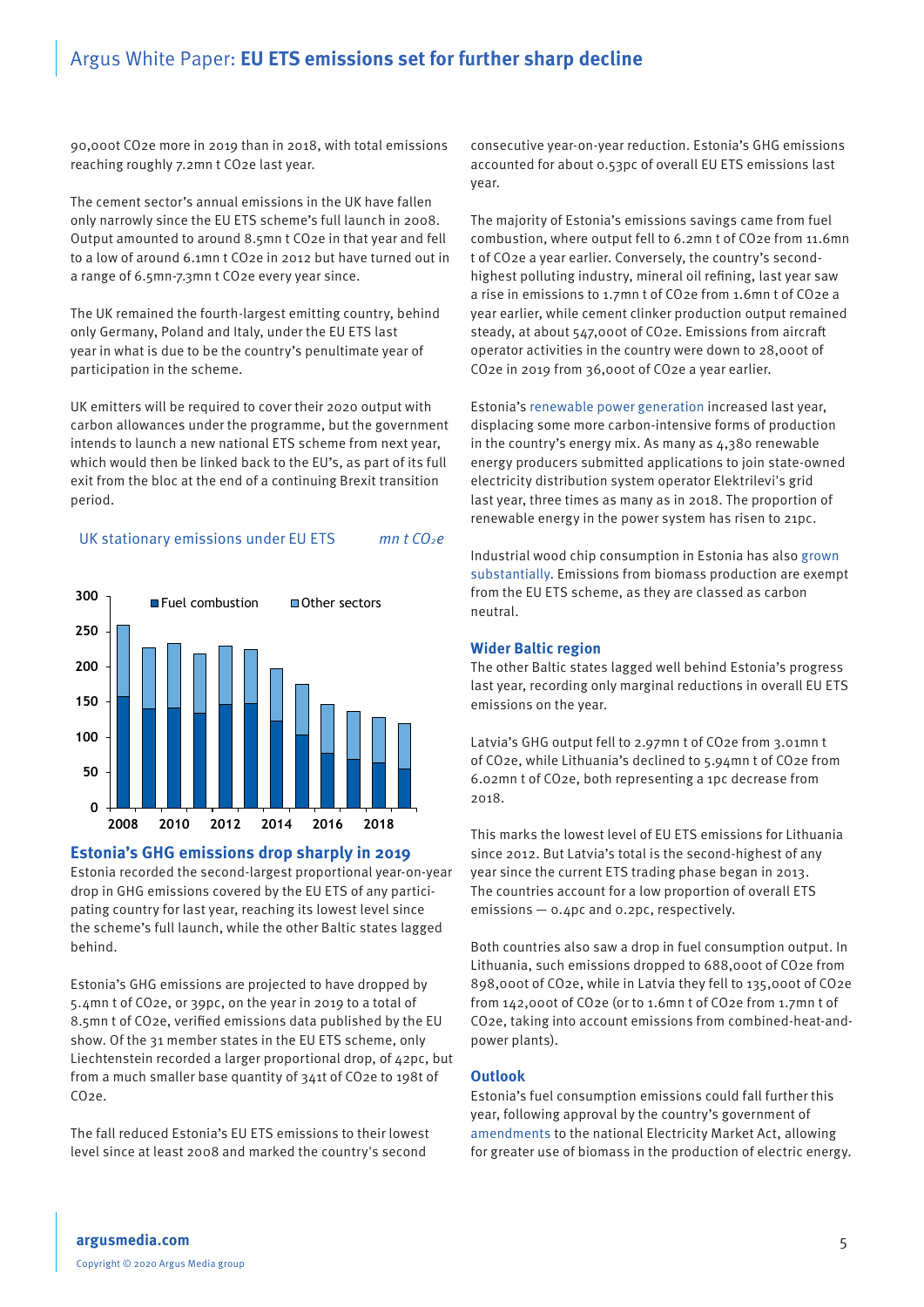90,000t CO2e more in 2019 than in 2018, with total emissions reaching roughly 7.2mn t CO2e last year.

The cement sector's annual emissions in the UK have fallen only narrowly since the EU ETS scheme's full launch in 2008. Output amounted to around 8.5mn t CO2e in that year and fell to a low of around 6.1mn t CO2e in 2012 but have turned out in a range of 6.5mn-7.3mn t CO2e every year since.

The UK remained the fourth-largest emitting country, behind only Germany, Poland and Italy, under the EU ETS last year in what is due to be the country's penultimate year of participation in the scheme.

UK emitters will be required to cover their 2020 output with carbon allowances under the programme, but the government intends to launch a new national ETS scheme from next year, which would then be linked back to the EU's, as part of its full exit from the bloc at the end of a continuing Brexit transition period.

UK stationary emissions under EU ETS — *mn t $CO_2e$*

■ Fuel combustion ■ Other sectors

## Estonia's GHG emissions drop sharply in 2019

Estonia recorded the second-largest proportional year-on-year drop in GHG emissions covered by the EU ETS of any participating country for last year, reaching its lowest level since the scheme's full launch, while the other Baltic states lagged behind.

Estonia's GHG emissions are projected to have dropped by 5.4mn t of CO2e, or 39pc, on the year in 2019 to a total of 8.5mn t of CO2e, verified emissions data published by the EU show. Of the 31 member states in the EU ETS scheme, only Liechtenstein recorded a larger proportional drop, of 42pc, but from a much smaller base quantity of 341t of CO2e to 198t of CO2e.

The fall reduced Estonia's EU ETS emissions to their lowest level since at least 2008 and marked the country's second consecutive year-on-year reduction. Estonia's GHG emissions accounted for about 0.53pc of overall EU ETS emissions last year.

The majority of Estonia's emissions savings came from fuel combustion, where output fell to 6.2mn t of CO2e from 11.6mn t of CO2e a year earlier. Conversely, the country's second-highest polluting industry, mineral oil refining, last year saw a rise in emissions to 1.7mn t of CO2e from 1.6mn t of CO2e a year earlier, while cement clinker production output remained steady, at about 547,000t of CO2e. Emissions from aircraft operator activities in the country were down to 28,000t of CO2e in 2019 from 36,000t of CO2e a year earlier.

Estonia's renewable power generation increased last year, displacing some more carbon-intensive forms of production in the country's energy mix. As many as 4,380 renewable energy producers submitted applications to join state-owned electricity distribution system operator Elektrilevi's grid last year, three times as many as in 2018. The proportion of renewable energy in the power system has risen to 21pc.

Industrial wood chip consumption in Estonia has also grown substantially. Emissions from biomass production are exempt from the EU ETS scheme, as they are classed as carbon neutral.

### Wider Baltic region

The other Baltic states lagged well behind Estonia's progress last year, recording only marginal reductions in overall EU ETS emissions on the year.

Latvia's GHG output fell to 2.97mn t of CO2e from 3.01mn t of CO2e, while Lithuania's declined to 5.94mn t of CO2e from 6.02mn t of CO2e, both representing a 1pc decrease from 2018.

This marks the lowest level of EU ETS emissions for Lithuania since 2012. But Latvia's total is the second-highest of any year since the current ETS trading phase began in 2013. The countries account for a low proportion of overall ETS emissions — 0.4pc and 0.2pc, respectively.

Both countries also saw a drop in fuel consumption output. In Lithuania, such emissions dropped to 688,000t of CO2e from 898,000t of CO2e, while in Latvia they fell to 135,000t of CO2e from 142,000t of CO2e (or to 1.6mn t of CO2e from 1.7mn t of CO2e, taking into account emissions from combined-heat-and-power plants).

### Outlook

Estonia's fuel consumption emissions could fall further this year, following approval by the country's government of amendments to the national Electricity Market Act, allowing for greater use of biomass in the production of electric energy.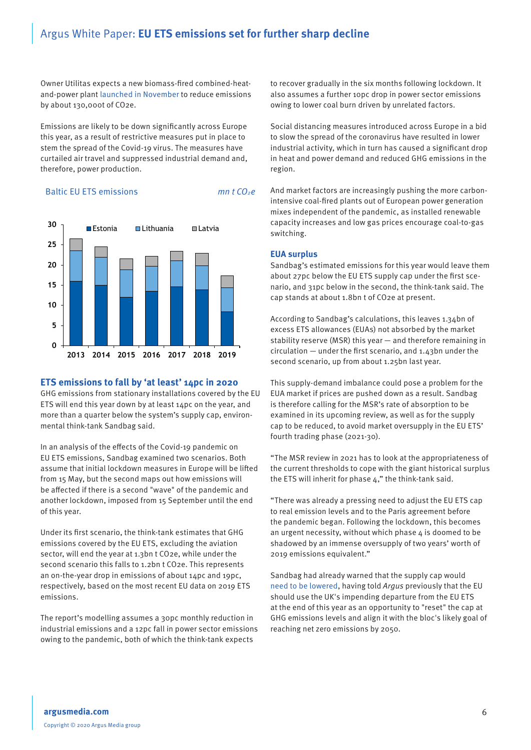Owner Utilitas expects a new biomass-fired combined-heat-and-power plant launched in November to reduce emissions by about 130,000t of CO2e.

Emissions are likely to be down significantly across Europe this year, as a result of restrictive measures put in place to stem the spread of the Covid-19 virus. The measures have curtailed air travel and suppressed industrial demand and, therefore, power production.

Baltic EU ETS emissions *mn t $CO_2e$*

## ETS emissions to fall by 'at least' 14pc in 2020

GHG emissions from stationary installations covered by the EU ETS will end this year down by at least 14pc on the year, and more than a quarter below the system's supply cap, environmental think-tank Sandbag said.

In an analysis of the effects of the Covid-19 pandemic on EU ETS emissions, Sandbag examined two scenarios. Both assume that initial lockdown measures in Europe will be lifted from 15 May, but the second maps out how emissions will be affected if there is a second "wave" of the pandemic and another lockdown, imposed from 15 September until the end of this year.

Under its first scenario, the think-tank estimates that GHG emissions covered by the EU ETS, excluding the aviation sector, will end the year at 1.3bn t CO2e, while under the second scenario this falls to 1.2bn t CO2e. This represents an on-the-year drop in emissions of about 14pc and 19pc, respectively, based on the most recent EU data on 2019 ETS emissions.

The report's modelling assumes a 30pc monthly reduction in industrial emissions and a 12pc fall in power sector emissions owing to the pandemic, both of which the think-tank expects to recover gradually in the six months following lockdown. It also assumes a further 10pc drop in power sector emissions owing to lower coal burn driven by unrelated factors.

Social distancing measures introduced across Europe in a bid to slow the spread of the coronavirus have resulted in lower industrial activity, which in turn has caused a significant drop in heat and power demand and reduced GHG emissions in the region.

And market factors are increasingly pushing the more carbon-intensive coal-fired plants out of European power generation mixes independent of the pandemic, as installed renewable capacity increases and low gas prices encourage coal-to-gas switching.

### EUA surplus

Sandbag's estimated emissions for this year would leave them about 27pc below the EU ETS supply cap under the first scenario, and 31pc below in the second, the think-tank said. The cap stands at about 1.8bn t of CO2e at present.

According to Sandbag's calculations, this leaves 1.34bn of excess ETS allowances (EUAs) not absorbed by the market stability reserve (MSR) this year — and therefore remaining in circulation — under the first scenario, and 1.43bn under the second scenario, up from about 1.25bn last year.

This supply-demand imbalance could pose a problem for the EUA market if prices are pushed down as a result. Sandbag is therefore calling for the MSR's rate of absorption to be examined in its upcoming review, as well as for the supply cap to be reduced, to avoid market oversupply in the EU ETS' fourth trading phase (2021-30).

"The MSR review in 2021 has to look at the appropriateness of the current thresholds to cope with the giant historical surplus the ETS will inherit for phase 4," the think-tank said.

"There was already a pressing need to adjust the EU ETS cap to real emission levels and to the Paris agreement before the pandemic began. Following the lockdown, this becomes an urgent necessity, without which phase 4 is doomed to be shadowed by an immense oversupply of two years' worth of 2019 emissions equivalent."

Sandbag had already warned that the supply cap would need to be lowered, having told *Argus* previously that the EU should use the UK's impending departure from the EU ETS at the end of this year as an opportunity to "reset" the cap at GHG emissions levels and align it with the bloc's likely goal of reaching net zero emissions by 2050.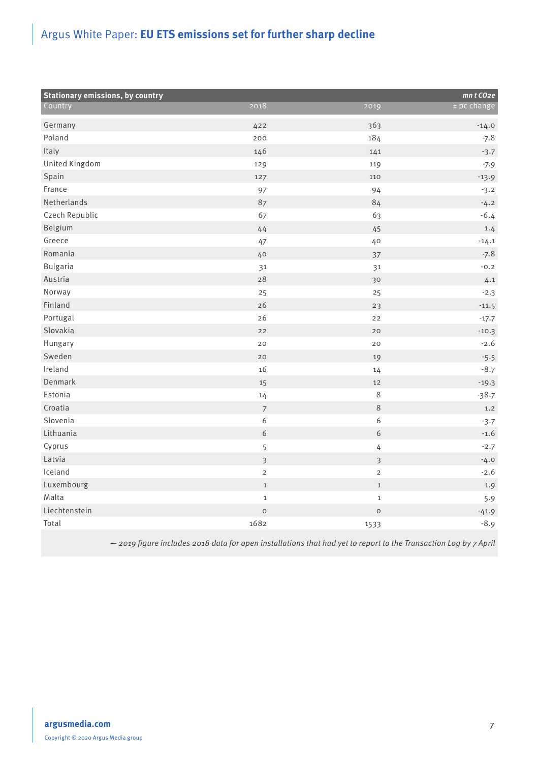**Stationary emissions, by country** *mn t $CO_2e$*

| Country | 2018 | 2019 | ± pc change |
|---|---|---|---|
| Germany | 422 | 363 | -14.0 |
| Poland | 200 | 184 | -7.8 |
| Italy | 146 | 141 | -3.7 |
| United Kingdom | 129 | 119 | -7.9 |
| Spain | 127 | 110 | -13.9 |
| France | 97 | 94 | -3.2 |
| Netherlands | 87 | 84 | -4.2 |
| Czech Republic | 67 | 63 | -6.4 |
| Belgium | 44 | 45 | 1.4 |
| Greece | 47 | 40 | -14.1 |
| Romania | 40 | 37 | -7.8 |
| Bulgaria | 31 | 31 | -0.2 |
| Austria | 28 | 30 | 4.1 |
| Norway | 25 | 25 | -2.3 |
| Finland | 26 | 23 | -11.5 |
| Portugal | 26 | 22 | -17.7 |
| Slovakia | 22 | 20 | -10.3 |
| Hungary | 20 | 20 | -2.6 |
| Sweden | 20 | 19 | -5.5 |
| Ireland | 16 | 14 | -8.7 |
| Denmark | 15 | 12 | -19.3 |
| Estonia | 14 | 8 | -38.7 |
| Croatia | 7 | 8 | 1.2 |
| Slovenia | 6 | 6 | -3.7 |
| Lithuania | 6 | 6 | -1.6 |
| Cyprus | 5 | 4 | -2.7 |
| Latvia | 3 | 3 | -4.0 |
| Iceland | 2 | 2 | -2.6 |
| Luxembourg | 1 | 1 | 1.9 |
| Malta | 1 | 1 | 5.9 |
| Liechtenstein | 0 | 0 | -41.9 |
| Total | 1682 | 1533 | -8.9 |

*— 2019 figure includes 2018 data for open installations that had yet to report to the Transaction Log by 7 April*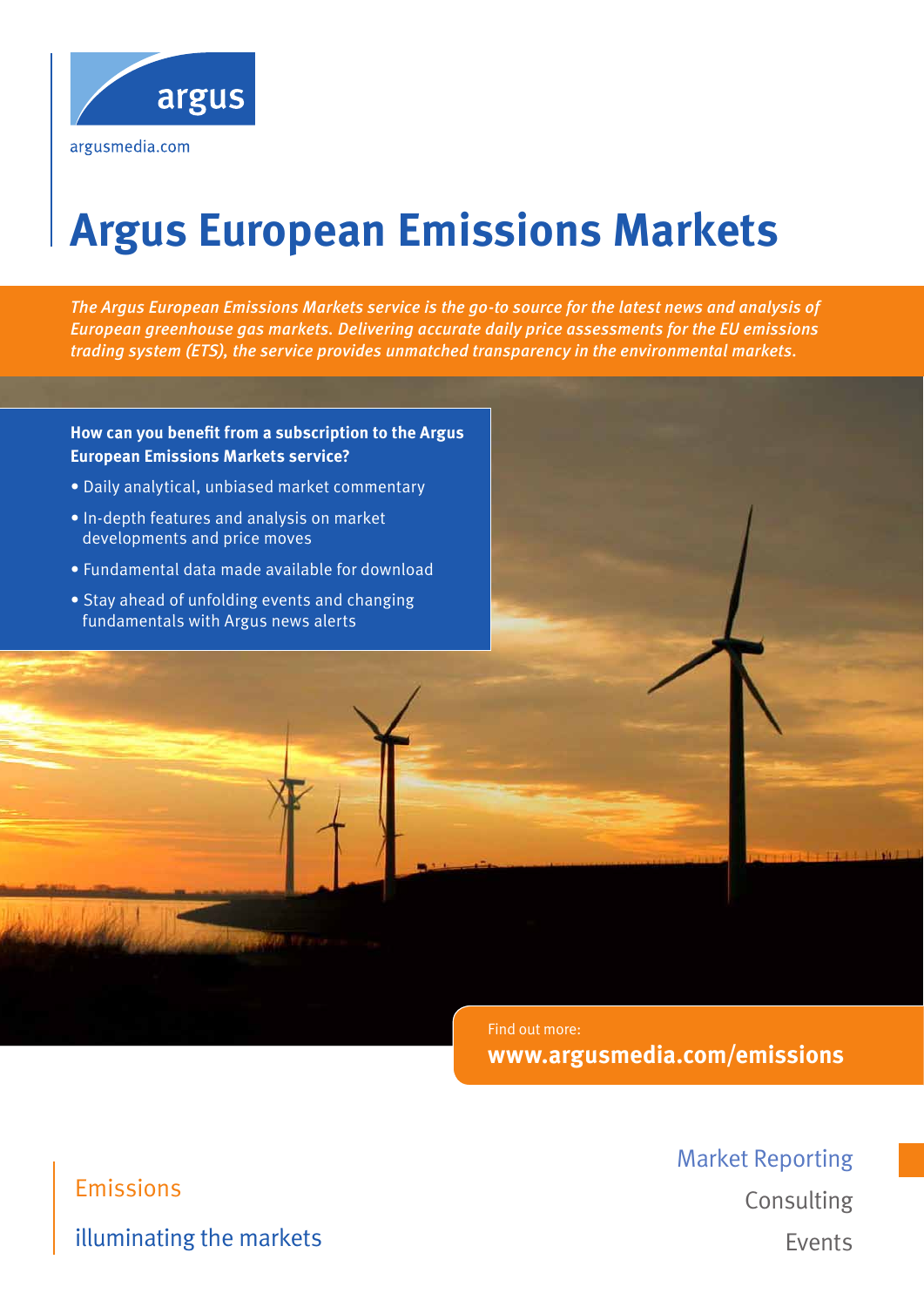argus

argusmedia.com

# Argus European Emissions Markets

*The Argus European Emissions Markets service is the go-to source for the latest news and analysis of European greenhouse gas markets. Delivering accurate daily price assessments for the EU emissions trading system (ETS), the service provides unmatched transparency in the environmental markets.*

**How can you benefit from a subscription to the Argus European Emissions Markets service?**

- Daily analytical, unbiased market commentary
- In-depth features and analysis on market developments and price moves
- Fundamental data made available for download
- Stay ahead of unfolding events and changing fundamentals with Argus news alerts

Find out more:
**www.argusmedia.com/emissions**

Emissions

illuminating the markets

Market Reporting

Consulting

Events